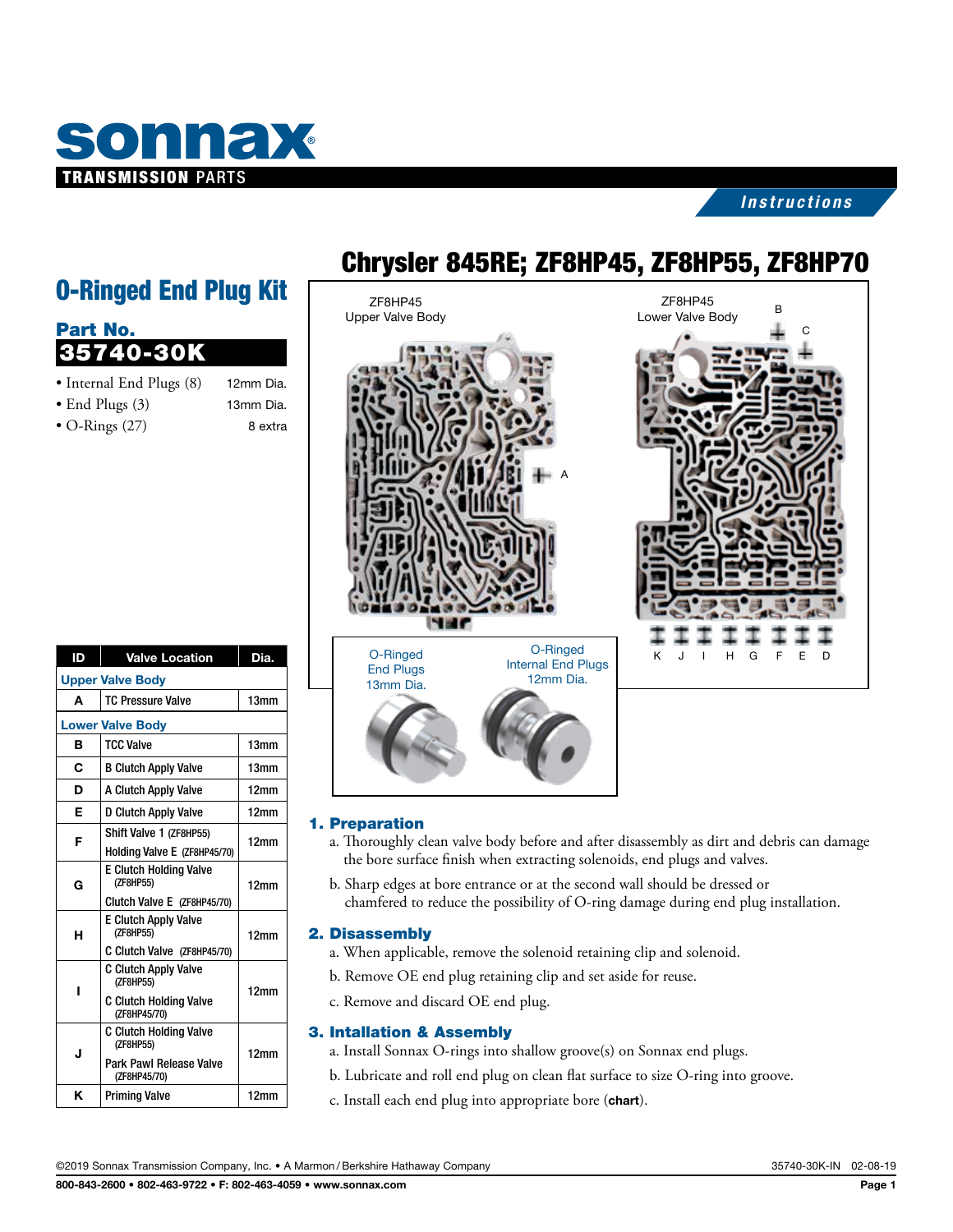# sonnax

**TRANSMISSION PARTS**

*Instructions*

# Chrysler 845RE; ZF8HP45, ZF8HP55, ZF8HP70

## O-Ringed End Plug Kit

### Part No.

**35740-30K**

- Internal End Plugs (8) — 12mm Dia.
- End Plugs (3) — 13mm Dia.
- O-Rings (27) — 8 extra

ZF8HP45 Upper Valve Body

ZF8HP45 Lower Valve Body

O-Ringed End Plugs 13mm Dia.

O-Ringed Internal End Plugs 12mm Dia.

| ID | Valve Location | Dia. |
|---|---|---|
| **Upper Valve Body** | | |
| A | TC Pressure Valve | 13mm |
| **Lower Valve Body** | | |
| B | TCC Valve | 13mm |
| C | B Clutch Apply Valve | 13mm |
| D | A Clutch Apply Valve | 12mm |
| E | D Clutch Apply Valve | 12mm |
| F | Shift Valve 1 (ZF8HP55)<br>Holding Valve E (ZF8HP45/70) | 12mm |
| G | E Clutch Holding Valve (ZF8HP55)<br>Clutch Valve E (ZF8HP45/70) | 12mm |
| H | E Clutch Apply Valve (ZF8HP55)<br>C Clutch Valve (ZF8HP45/70) | 12mm |
| I | C Clutch Apply Valve (ZF8HP55)<br>C Clutch Holding Valve (ZF8HP45/70) | 12mm |
| J | C Clutch Holding Valve (ZF8HP55)<br>Park Pawl Release Valve (ZF8HP45/70) | 12mm |
| K | Priming Valve | 12mm |

### 1. Preparation

a. Thoroughly clean valve body before and after disassembly as dirt and debris can damage the bore surface finish when extracting solenoids, end plugs and valves.

b. Sharp edges at bore entrance or at the second wall should be dressed or chamfered to reduce the possibility of O-ring damage during end plug installation.

### 2. Disassembly

a. When applicable, remove the solenoid retaining clip and solenoid.

b. Remove OE end plug retaining clip and set aside for reuse.

c. Remove and discard OE end plug.

### 3. Intallation & Assembly

a. Install Sonnax O-rings into shallow groove(s) on Sonnax end plugs.

b. Lubricate and roll end plug on clean flat surface to size O-ring into groove.

c. Install each end plug into appropriate bore (**chart**).

©2019 Sonnax Transmission Company, Inc. • A Marmon/Berkshire Hathaway Company — 35740-30K-IN 02-08-19

800-843-2600 • 802-463-9722 • F: 802-463-4059 • www.sonnax.com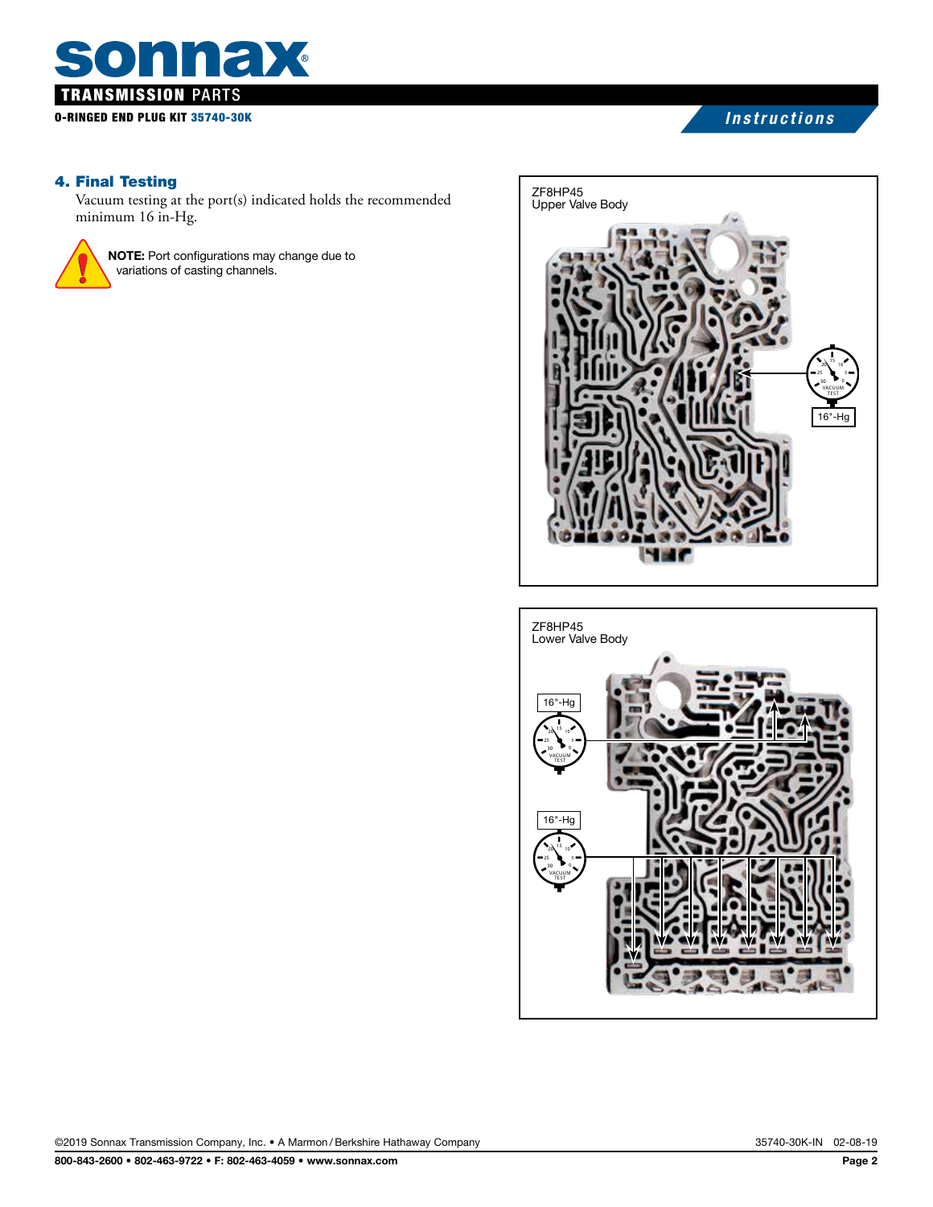## 4. Final Testing

Vacuum testing at the port(s) indicated holds the recommended minimum 16 in-Hg.

**NOTE:** Port configurations may change due to variations of casting channels.

ZF8HP45
Upper Valve Body

16"-Hg

ZF8HP45
Lower Valve Body

16"-Hg

16"-Hg